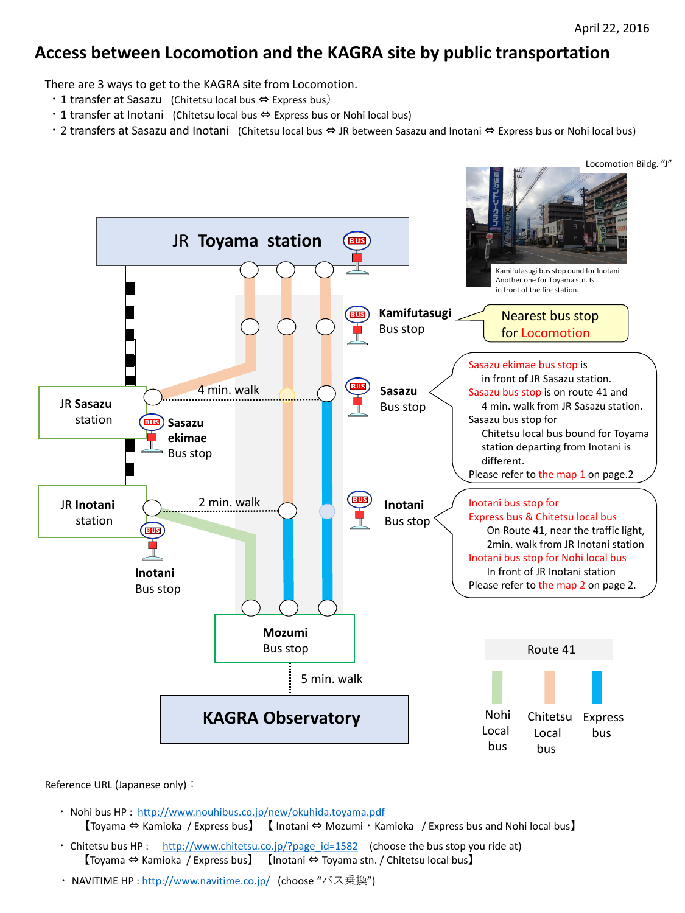April 22, 2016

# Access between Locomotion and the KAGRA site by public transportation

There are 3 ways to get to the KAGRA site from Locomotion.

- 1 transfer at Sasazu (Chitetsu local bus ⇔ Express bus)
- 1 transfer at Inotani (Chitetsu local bus ⇔ Express bus or Nohi local bus)
- 2 transfers at Sasazu and Inotani (Chitetsu local bus ⇔ JR between Sasazu and Inotani ⇔ Express bus or Nohi local bus)

Locomotion Bildg. "J"

Kamifutasugi bus stop ound for Inotani . Another one for Toyama stn. Is in front of the fire station.

JR **Toyama station**

**Kamifutasugi** Bus stop

Nearest bus stop for Locomotion

JR **Sasazu** station

4 min. walk

**Sasazu** Bus stop

**Sasazu ekimae** Bus stop

Sasazu ekimae bus stop is in front of JR Sasazu station.
Sasazu bus stop is on route 41 and 4 min. walk from JR Sasazu station.
Sasazu bus stop for Chitetsu local bus bound for Toyama station departing from Inotani is different.
Please refer to the map 1 on page.2

JR **Inotani** station

2 min. walk

**Inotani** Bus stop

**Inotani** Bus stop

Inotani bus stop for Express bus & Chitetsu local bus
On Route 41, near the traffic light, 2min. walk from JR Inotani station
Inotani bus stop for Nohi local bus
In front of JR Inotani station
Please refer to the map 2 on page 2.

**Mozumi** Bus stop

5 min. walk

**KAGRA Observatory**

Route 41

Nohi Local bus | Chitetsu Local bus | Express bus

Reference URL (Japanese only)：

- Nohi bus HP : http://www.nouhibus.co.jp/new/okuhida.toyama.pdf
  【Toyama ⇔ Kamioka / Express bus】 【 Inotani ⇔ Mozumi・Kamioka / Express bus and Nohi local bus】
- Chitetsu bus HP : http://www.chitetsu.co.jp/?page_id=1582 (choose the bus stop you ride at)
  【Toyama ⇔ Kamioka / Express bus】 【Inotani ⇔ Toyama stn. / Chitetsu local bus】
- NAVITIME HP : http://www.navitime.co.jp/ (choose "バス乗換")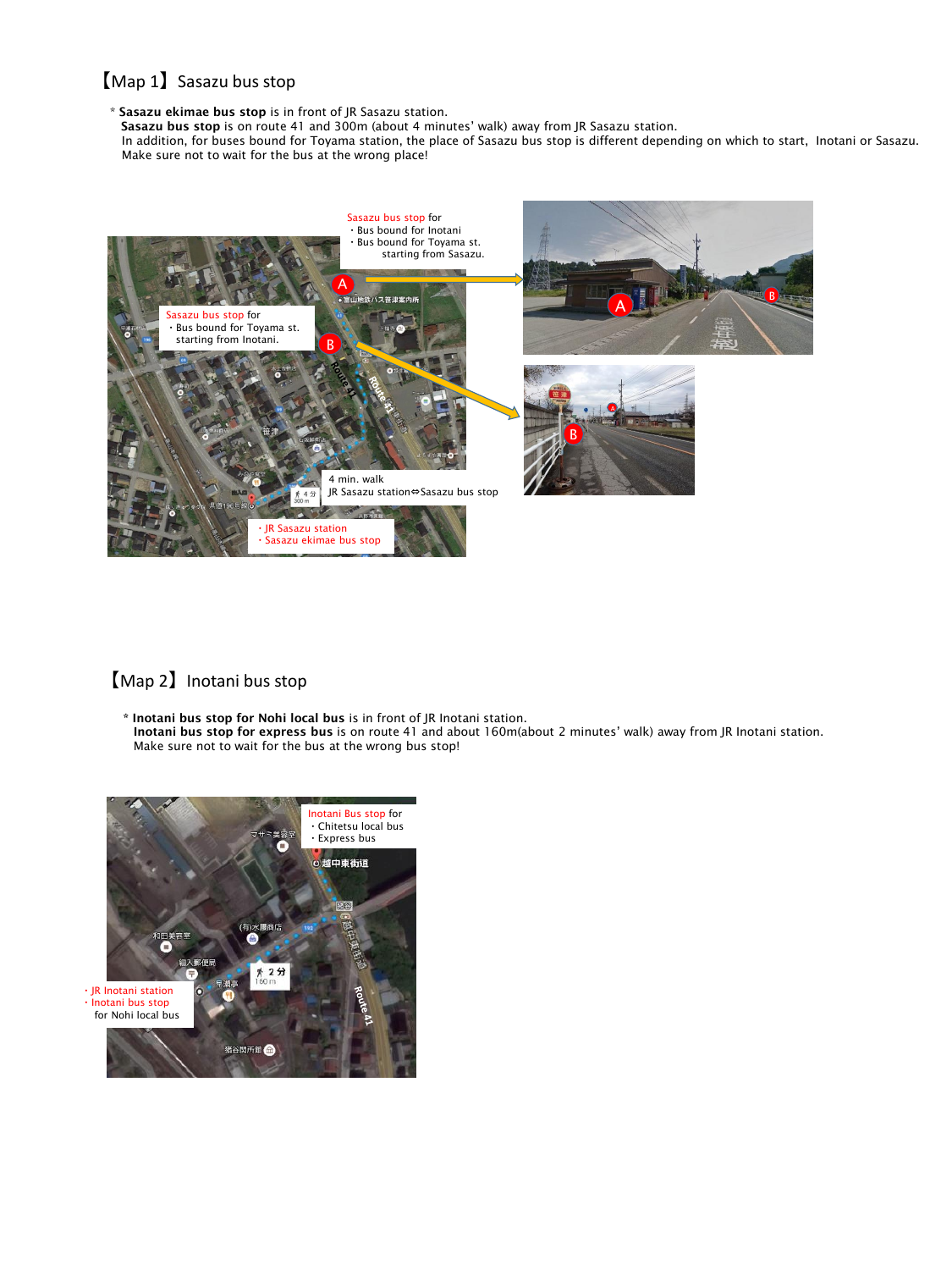## 【Map 1】Sasazu bus stop

* **Sasazu ekimae bus stop** is in front of JR Sasazu station.
  **Sasazu bus stop** is on route 41 and 300m (about 4 minutes' walk) away from JR Sasazu station.
  In addition, for buses bound for Toyama station, the place of Sasazu bus stop is different depending on which to start, Inotani or Sasazu.
  Make sure not to wait for the bus at the wrong place!

Sasazu bus stop for
・Bus bound for Inotani
・Bus bound for Toyama st. starting from Sasazu.

Sasazu bus stop for
・Bus bound for Toyama st. starting from Inotani.

A

B

Route 41

4 min. walk
JR Sasazu station⇔Sasazu bus stop

・JR Sasazu station
・Sasazu ekimae bus stop

## 【Map 2】Inotani bus stop

* **Inotani bus stop for Nohi local bus** is in front of JR Inotani station.
  **Inotani bus stop for express bus** is on route 41 and about 160m(about 2 minutes' walk) away from JR Inotani station.
  Make sure not to wait for the bus at the wrong bus stop!

Inotani Bus stop for
・Chitetsu local bus
・Express bus

・JR Inotani station
・Inotani bus stop
for Nohi local bus

Route 41